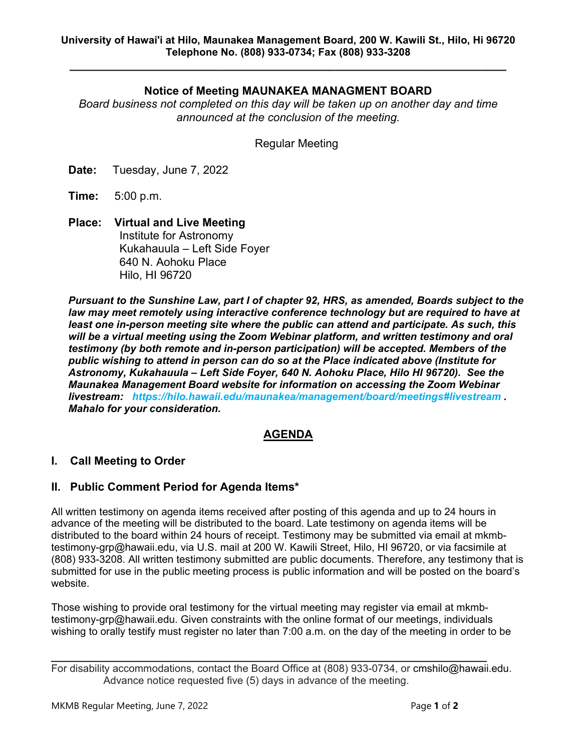**University of Hawai'i at Hilo, Maunakea Management Board, 200 W. Kawili St., Hilo, Hi 96720**
**Telephone No. (808) 933-0734; Fax (808) 933-3208**

---

## Notice of Meeting MAUNAKEA MANAGMENT BOARD

*Board business not completed on this day will be taken up on another day and time announced at the conclusion of the meeting.*

Regular Meeting

**Date:** Tuesday, June 7, 2022

**Time:** 5:00 p.m.

**Place:** **Virtual and Live Meeting**
Institute for Astronomy
Kukahauula – Left Side Foyer
640 N. Aohoku Place
Hilo, HI 96720

***Pursuant to the Sunshine Law, part I of chapter 92, HRS, as amended, Boards subject to the law may meet remotely using interactive conference technology but are required to have at least one in-person meeting site where the public can attend and participate. As such, this will be a virtual meeting using the Zoom Webinar platform, and written testimony and oral testimony (by both remote and in-person participation) will be accepted. Members of the public wishing to attend in person can do so at the Place indicated above (Institute for Astronomy, Kukahauula – Left Side Foyer, 640 N. Aohoku Place, Hilo HI 96720). See the Maunakea Management Board website for information on accessing the Zoom Webinar livestream: https://hilo.hawaii.edu/maunakea/management/board/meetings#livestream . Mahalo for your consideration.***

## AGENDA

### I. Call Meeting to Order

### II. Public Comment Period for Agenda Items*

All written testimony on agenda items received after posting of this agenda and up to 24 hours in advance of the meeting will be distributed to the board. Late testimony on agenda items will be distributed to the board within 24 hours of receipt. Testimony may be submitted via email at mkmb-testimony-grp@hawaii.edu, via U.S. mail at 200 W. Kawili Street, Hilo, HI 96720, or via facsimile at (808) 933-3208. All written testimony submitted are public documents. Therefore, any testimony that is submitted for use in the public meeting process is public information and will be posted on the board's website.

Those wishing to provide oral testimony for the virtual meeting may register via email at mkmb-testimony-grp@hawaii.edu. Given constraints with the online format of our meetings, individuals wishing to orally testify must register no later than 7:00 a.m. on the day of the meeting in order to be

---

For disability accommodations, contact the Board Office at (808) 933-0734, or cmshilo@hawaii.edu. Advance notice requested five (5) days in advance of the meeting.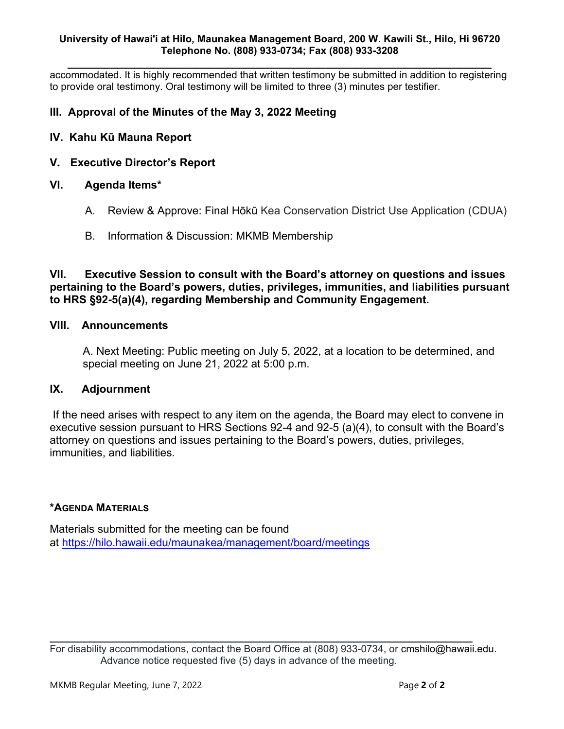accommodated. It is highly recommended that written testimony be submitted in addition to registering to provide oral testimony. Oral testimony will be limited to three (3) minutes per testifier.

## III. Approval of the Minutes of the May 3, 2022 Meeting

## IV. Kahu Kū Mauna Report

## V. Executive Director's Report

## VI. Agenda Items*

A. Review & Approve: Final Hōkū Kea Conservation District Use Application (CDUA)

B. Information & Discussion: MKMB Membership

## VII. Executive Session to consult with the Board's attorney on questions and issues pertaining to the Board's powers, duties, privileges, immunities, and liabilities pursuant to HRS §92-5(a)(4), regarding Membership and Community Engagement.

## VIII. Announcements

A. Next Meeting: Public meeting on July 5, 2022, at a location to be determined, and special meeting on June 21, 2022 at 5:00 p.m.

## IX. Adjournment

If the need arises with respect to any item on the agenda, the Board may elect to convene in executive session pursuant to HRS Sections 92-4 and 92-5 (a)(4), to consult with the Board's attorney on questions and issues pertaining to the Board's powers, duties, privileges, immunities, and liabilities.

**\*AGENDA MATERIALS**

Materials submitted for the meeting can be found at https://hilo.hawaii.edu/maunakea/management/board/meetings

For disability accommodations, contact the Board Office at (808) 933-0734, or cmshilo@hawaii.edu. Advance notice requested five (5) days in advance of the meeting.